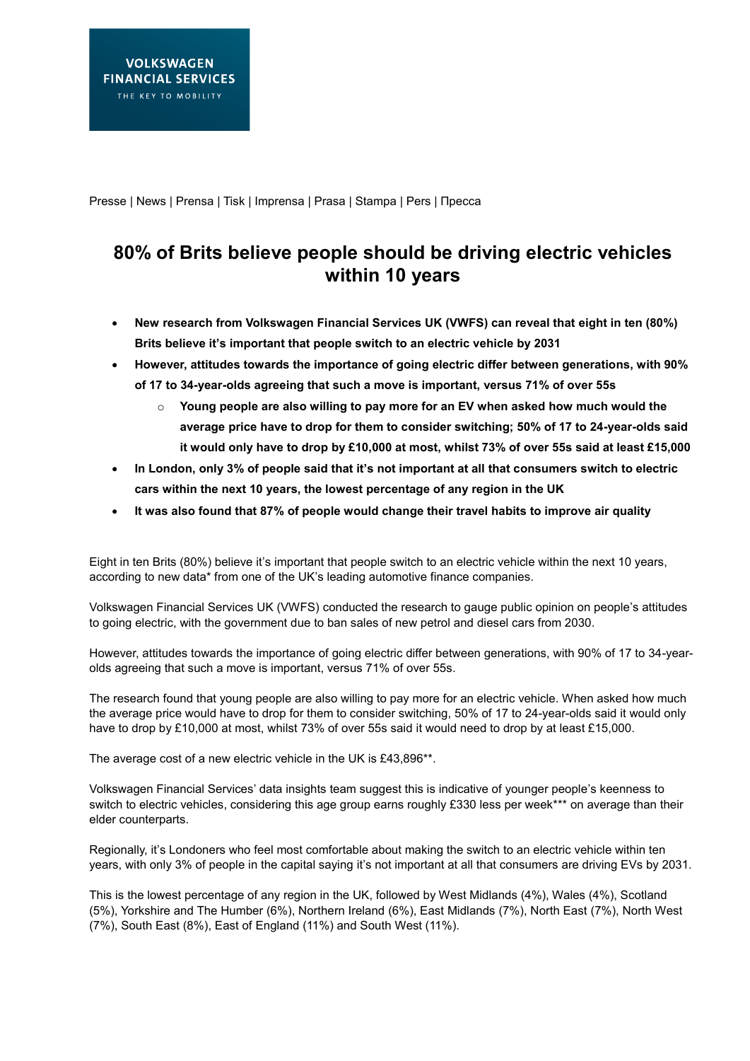VOLKSWAGEN FINANCIAL SERVICES
THE KEY TO MOBILITY

Presse | News | Prensa | Tisk | Imprensa | Prasa | Stampa | Pers | Пресса

# 80% of Brits believe people should be driving electric vehicles within 10 years

- **New research from Volkswagen Financial Services UK (VWFS) can reveal that eight in ten (80%) Brits believe it's important that people switch to an electric vehicle by 2031**
- **However, attitudes towards the importance of going electric differ between generations, with 90% of 17 to 34-year-olds agreeing that such a move is important, versus 71% of over 55s**
    - **Young people are also willing to pay more for an EV when asked how much would the average price have to drop for them to consider switching; 50% of 17 to 24-year-olds said it would only have to drop by £10,000 at most, whilst 73% of over 55s said at least £15,000**
- **In London, only 3% of people said that it's not important at all that consumers switch to electric cars within the next 10 years, the lowest percentage of any region in the UK**
- **It was also found that 87% of people would change their travel habits to improve air quality**

Eight in ten Brits (80%) believe it's important that people switch to an electric vehicle within the next 10 years, according to new data* from one of the UK's leading automotive finance companies.

Volkswagen Financial Services UK (VWFS) conducted the research to gauge public opinion on people's attitudes to going electric, with the government due to ban sales of new petrol and diesel cars from 2030.

However, attitudes towards the importance of going electric differ between generations, with 90% of 17 to 34-year-olds agreeing that such a move is important, versus 71% of over 55s.

The research found that young people are also willing to pay more for an electric vehicle. When asked how much the average price would have to drop for them to consider switching, 50% of 17 to 24-year-olds said it would only have to drop by £10,000 at most, whilst 73% of over 55s said it would need to drop by at least £15,000.

The average cost of a new electric vehicle in the UK is £43,896**.

Volkswagen Financial Services' data insights team suggest this is indicative of younger people's keenness to switch to electric vehicles, considering this age group earns roughly £330 less per week*** on average than their elder counterparts.

Regionally, it's Londoners who feel most comfortable about making the switch to an electric vehicle within ten years, with only 3% of people in the capital saying it's not important at all that consumers are driving EVs by 2031.

This is the lowest percentage of any region in the UK, followed by West Midlands (4%), Wales (4%), Scotland (5%), Yorkshire and The Humber (6%), Northern Ireland (6%), East Midlands (7%), North East (7%), North West (7%), South East (8%), East of England (11%) and South West (11%).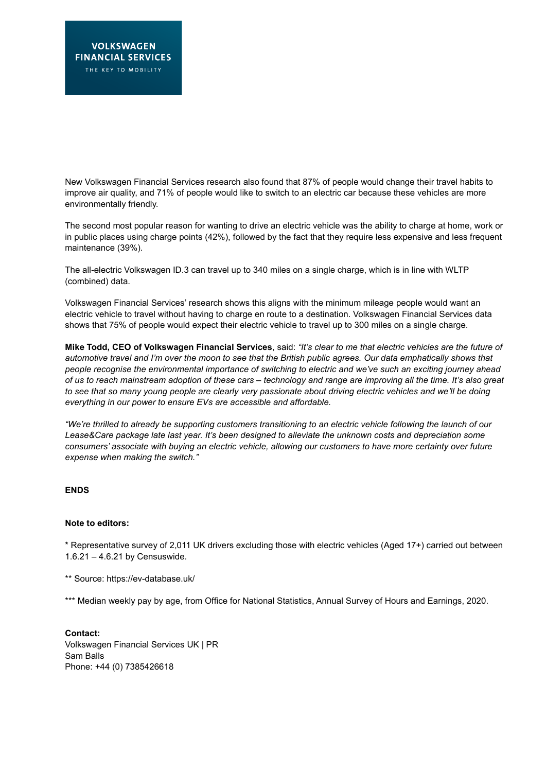New Volkswagen Financial Services research also found that 87% of people would change their travel habits to improve air quality, and 71% of people would like to switch to an electric car because these vehicles are more environmentally friendly.

The second most popular reason for wanting to drive an electric vehicle was the ability to charge at home, work or in public places using charge points (42%), followed by the fact that they require less expensive and less frequent maintenance (39%).

The all-electric Volkswagen ID.3 can travel up to 340 miles on a single charge, which is in line with WLTP (combined) data.

Volkswagen Financial Services' research shows this aligns with the minimum mileage people would want an electric vehicle to travel without having to charge en route to a destination. Volkswagen Financial Services data shows that 75% of people would expect their electric vehicle to travel up to 300 miles on a single charge.

**Mike Todd, CEO of Volkswagen Financial Services**, said: *"It's clear to me that electric vehicles are the future of automotive travel and I'm over the moon to see that the British public agrees. Our data emphatically shows that people recognise the environmental importance of switching to electric and we've such an exciting journey ahead of us to reach mainstream adoption of these cars – technology and range are improving all the time. It's also great to see that so many young people are clearly very passionate about driving electric vehicles and we'll be doing everything in our power to ensure EVs are accessible and affordable.*

*"We're thrilled to already be supporting customers transitioning to an electric vehicle following the launch of our Lease&Care package late last year. It's been designed to alleviate the unknown costs and depreciation some consumers' associate with buying an electric vehicle, allowing our customers to have more certainty over future expense when making the switch."*

**ENDS**

**Note to editors:**

* Representative survey of 2,011 UK drivers excluding those with electric vehicles (Aged 17+) carried out between 1.6.21 – 4.6.21 by Censuswide.

** Source: https://ev-database.uk/

*** Median weekly pay by age, from Office for National Statistics, Annual Survey of Hours and Earnings, 2020.

**Contact:**
Volkswagen Financial Services UK | PR
Sam Balls
Phone: +44 (0) 7385426618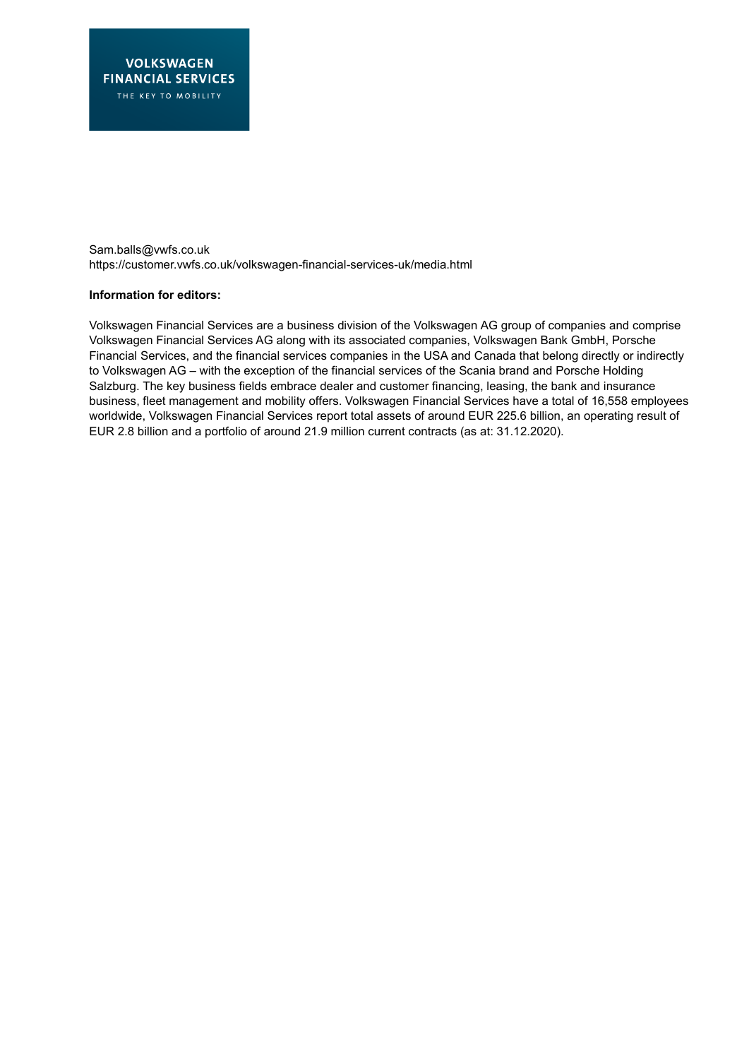Sam.balls@vwfs.co.uk
https://customer.vwfs.co.uk/volkswagen-financial-services-uk/media.html

**Information for editors:**

Volkswagen Financial Services are a business division of the Volkswagen AG group of companies and comprise Volkswagen Financial Services AG along with its associated companies, Volkswagen Bank GmbH, Porsche Financial Services, and the financial services companies in the USA and Canada that belong directly or indirectly to Volkswagen AG – with the exception of the financial services of the Scania brand and Porsche Holding Salzburg. The key business fields embrace dealer and customer financing, leasing, the bank and insurance business, fleet management and mobility offers. Volkswagen Financial Services have a total of 16,558 employees worldwide, Volkswagen Financial Services report total assets of around EUR 225.6 billion, an operating result of EUR 2.8 billion and a portfolio of around 21.9 million current contracts (as at: 31.12.2020).